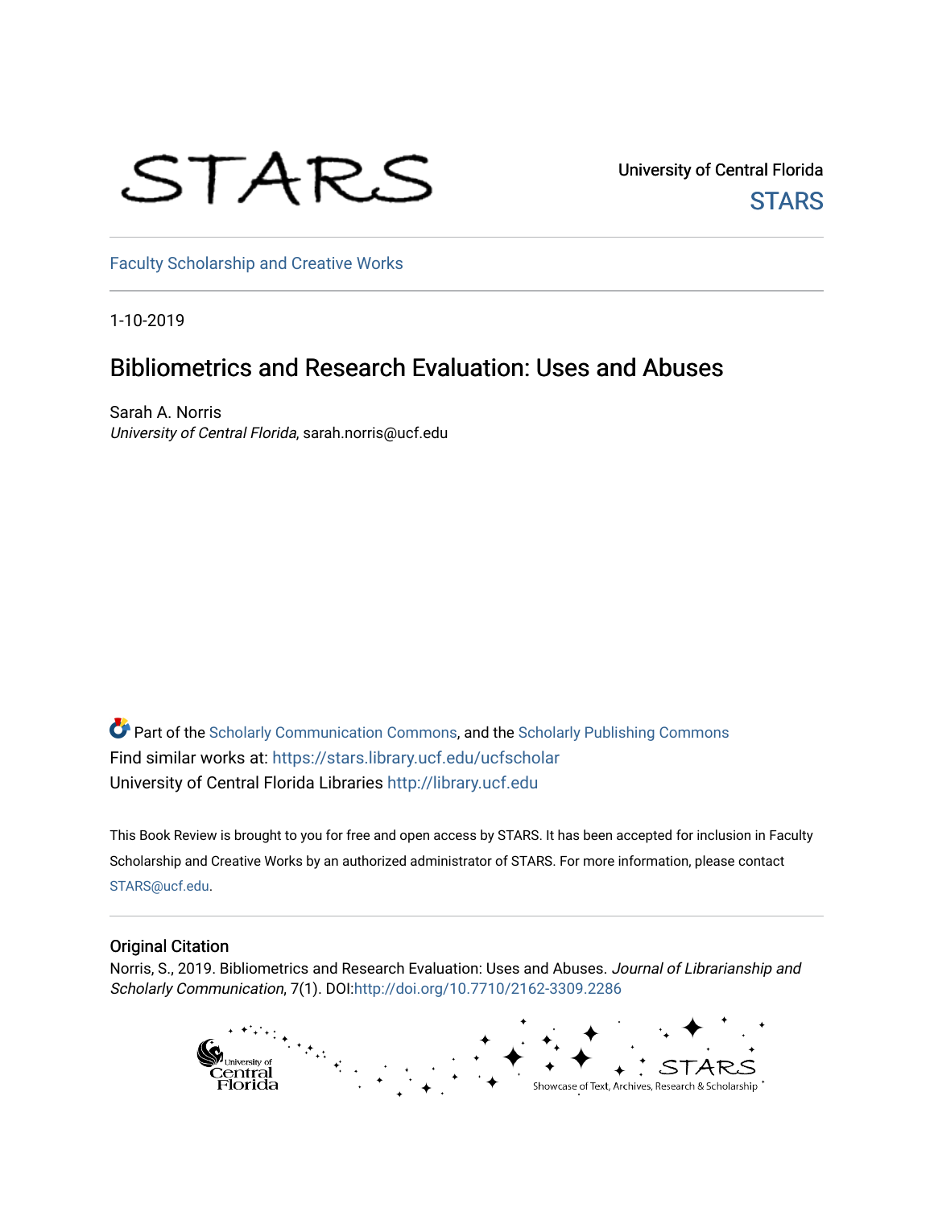STARS

University of Central Florida

STARS

Faculty Scholarship and Creative Works

1-10-2019

# Bibliometrics and Research Evaluation: Uses and Abuses

Sarah A. Norris

*University of Central Florida*, sarah.norris@ucf.edu

Part of the Scholarly Communication Commons, and the Scholarly Publishing Commons

Find similar works at: https://stars.library.ucf.edu/ucfscholar

University of Central Florida Libraries http://library.ucf.edu

This Book Review is brought to you for free and open access by STARS. It has been accepted for inclusion in Faculty Scholarship and Creative Works by an authorized administrator of STARS. For more information, please contact STARS@ucf.edu.

## Original Citation

Norris, S., 2019. Bibliometrics and Research Evaluation: Uses and Abuses. *Journal of Librarianship and Scholarly Communication*, 7(1). DOI:http://doi.org/10.7710/2162-3309.2286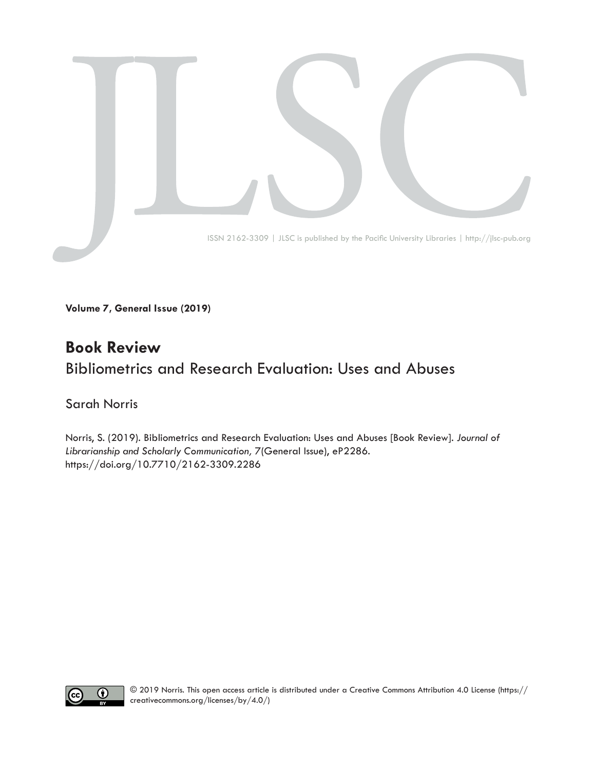**Volume 7, General Issue (2019)**

# Book Review

## Bibliometrics and Research Evaluation: Uses and Abuses

Sarah Norris

Norris, S. (2019). Bibliometrics and Research Evaluation: Uses and Abuses [Book Review]. *Journal of Librarianship and Scholarly Communication, 7*(General Issue), eP2286. https://doi.org/10.7710/2162-3309.2286

© 2019 Norris. This open access article is distributed under a Creative Commons Attribution 4.0 License (https://creativecommons.org/licenses/by/4.0/)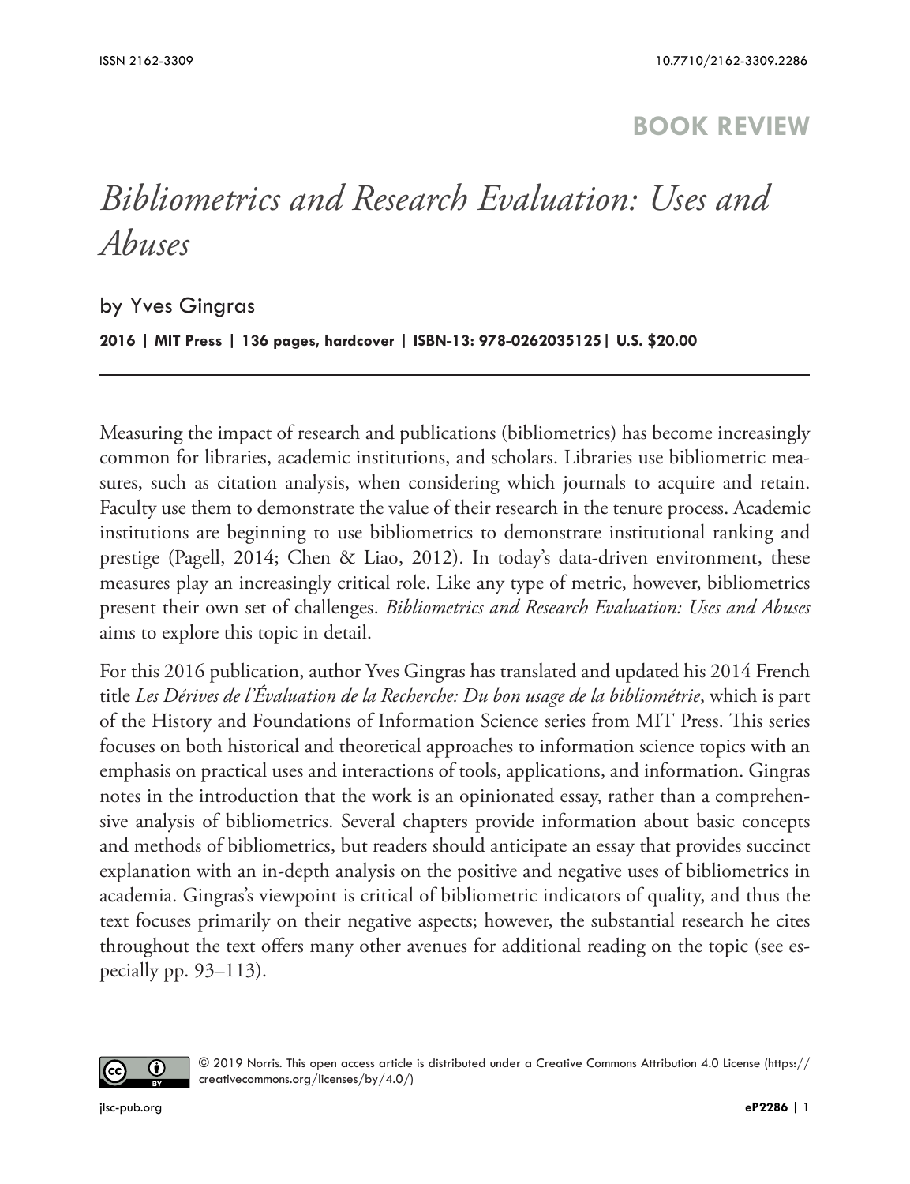## BOOK REVIEW

# *Bibliometrics and Research Evaluation: Uses and Abuses*

by Yves Gingras

**2016 | MIT Press | 136 pages, hardcover | ISBN-13: 978-0262035125| U.S. $20.00**

---

Measuring the impact of research and publications (bibliometrics) has become increasingly common for libraries, academic institutions, and scholars. Libraries use bibliometric measures, such as citation analysis, when considering which journals to acquire and retain. Faculty use them to demonstrate the value of their research in the tenure process. Academic institutions are beginning to use bibliometrics to demonstrate institutional ranking and prestige (Pagell, 2014; Chen & Liao, 2012). In today's data-driven environment, these measures play an increasingly critical role. Like any type of metric, however, bibliometrics present their own set of challenges. *Bibliometrics and Research Evaluation: Uses and Abuses* aims to explore this topic in detail.

For this 2016 publication, author Yves Gingras has translated and updated his 2014 French title *Les Dérives de l'Évaluation de la Recherche: Du bon usage de la bibliométrie*, which is part of the History and Foundations of Information Science series from MIT Press. This series focuses on both historical and theoretical approaches to information science topics with an emphasis on practical uses and interactions of tools, applications, and information. Gingras notes in the introduction that the work is an opinionated essay, rather than a comprehensive analysis of bibliometrics. Several chapters provide information about basic concepts and methods of bibliometrics, but readers should anticipate an essay that provides succinct explanation with an in-depth analysis on the positive and negative uses of bibliometrics in academia. Gingras's viewpoint is critical of bibliometric indicators of quality, and thus the text focuses primarily on their negative aspects; however, the substantial research he cites throughout the text offers many other avenues for additional reading on the topic (see especially pp. 93–113).

---

© 2019 Norris. This open access article is distributed under a Creative Commons Attribution 4.0 License (https://creativecommons.org/licenses/by/4.0/)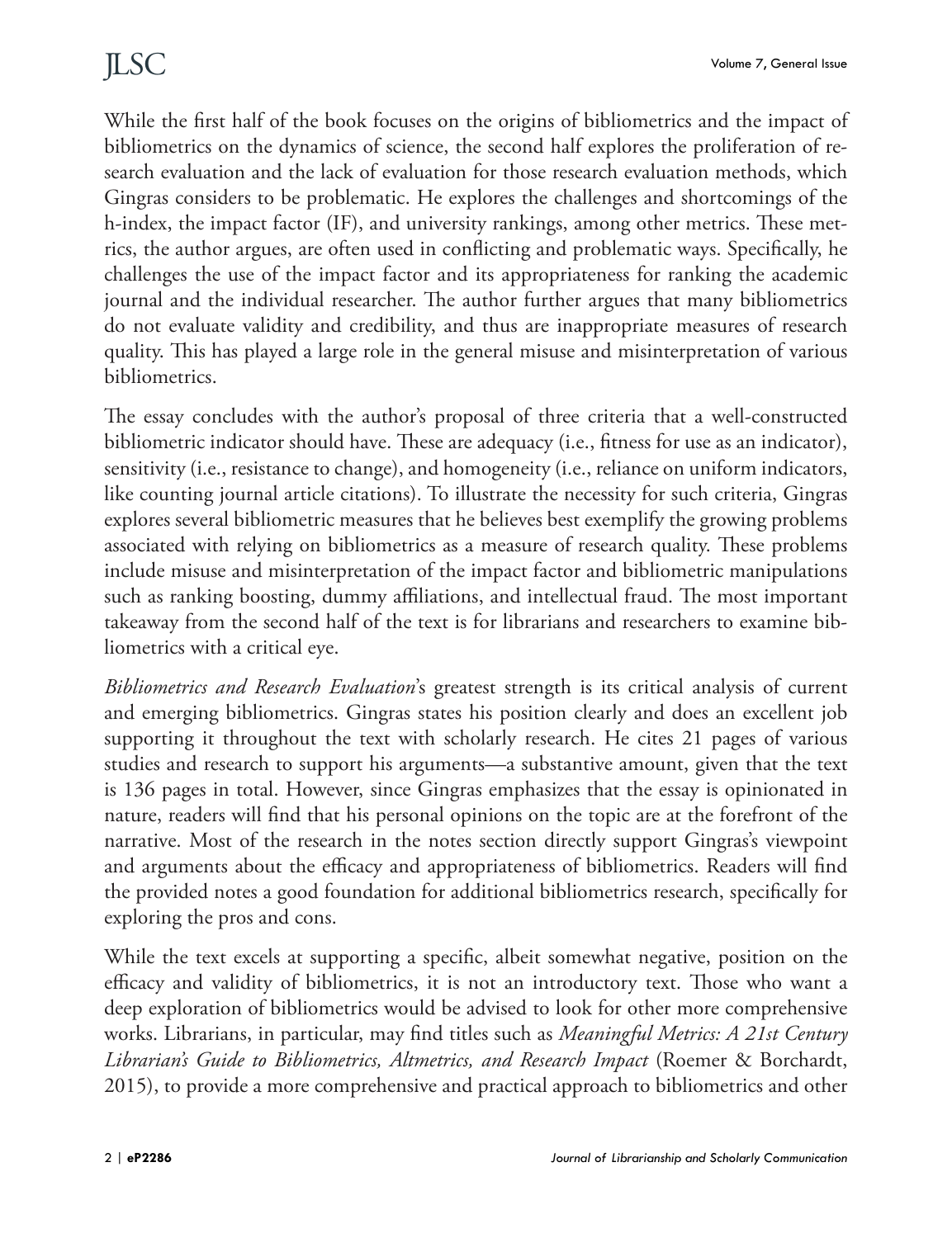While the first half of the book focuses on the origins of bibliometrics and the impact of bibliometrics on the dynamics of science, the second half explores the proliferation of research evaluation and the lack of evaluation for those research evaluation methods, which Gingras considers to be problematic. He explores the challenges and shortcomings of the h-index, the impact factor (IF), and university rankings, among other metrics. These metrics, the author argues, are often used in conflicting and problematic ways. Specifically, he challenges the use of the impact factor and its appropriateness for ranking the academic journal and the individual researcher. The author further argues that many bibliometrics do not evaluate validity and credibility, and thus are inappropriate measures of research quality. This has played a large role in the general misuse and misinterpretation of various bibliometrics.

The essay concludes with the author's proposal of three criteria that a well-constructed bibliometric indicator should have. These are adequacy (i.e., fitness for use as an indicator), sensitivity (i.e., resistance to change), and homogeneity (i.e., reliance on uniform indicators, like counting journal article citations). To illustrate the necessity for such criteria, Gingras explores several bibliometric measures that he believes best exemplify the growing problems associated with relying on bibliometrics as a measure of research quality. These problems include misuse and misinterpretation of the impact factor and bibliometric manipulations such as ranking boosting, dummy affiliations, and intellectual fraud. The most important takeaway from the second half of the text is for librarians and researchers to examine bibliometrics with a critical eye.

*Bibliometrics and Research Evaluation*'s greatest strength is its critical analysis of current and emerging bibliometrics. Gingras states his position clearly and does an excellent job supporting it throughout the text with scholarly research. He cites 21 pages of various studies and research to support his arguments—a substantive amount, given that the text is 136 pages in total. However, since Gingras emphasizes that the essay is opinionated in nature, readers will find that his personal opinions on the topic are at the forefront of the narrative. Most of the research in the notes section directly support Gingras's viewpoint and arguments about the efficacy and appropriateness of bibliometrics. Readers will find the provided notes a good foundation for additional bibliometrics research, specifically for exploring the pros and cons.

While the text excels at supporting a specific, albeit somewhat negative, position on the efficacy and validity of bibliometrics, it is not an introductory text. Those who want a deep exploration of bibliometrics would be advised to look for other more comprehensive works. Librarians, in particular, may find titles such as *Meaningful Metrics: A 21st Century Librarian's Guide to Bibliometrics, Altmetrics, and Research Impact* (Roemer & Borchardt, 2015), to provide a more comprehensive and practical approach to bibliometrics and other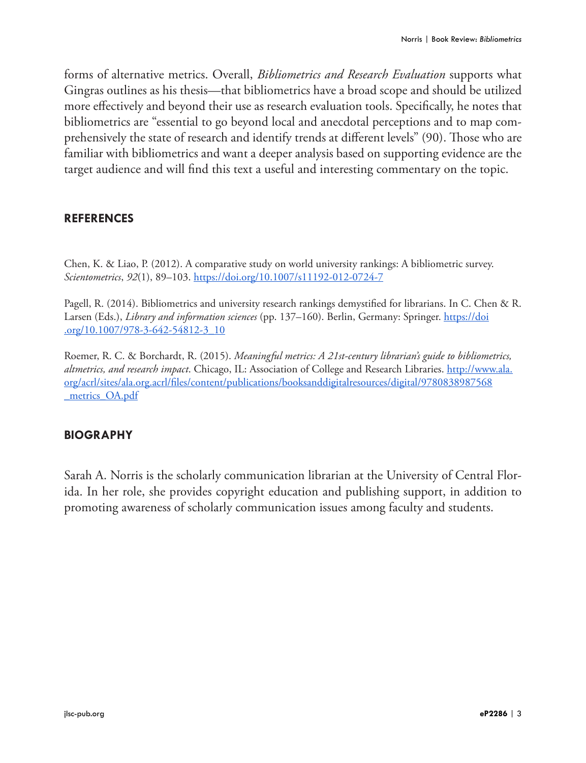forms of alternative metrics. Overall, *Bibliometrics and Research Evaluation* supports what Gingras outlines as his thesis—that bibliometrics have a broad scope and should be utilized more effectively and beyond their use as research evaluation tools. Specifically, he notes that bibliometrics are "essential to go beyond local and anecdotal perceptions and to map comprehensively the state of research and identify trends at different levels" (90). Those who are familiar with bibliometrics and want a deeper analysis based on supporting evidence are the target audience and will find this text a useful and interesting commentary on the topic.

## REFERENCES

Chen, K. & Liao, P. (2012). A comparative study on world university rankings: A bibliometric survey. *Scientometrics*, *92*(1), 89–103. https://doi.org/10.1007/s11192-012-0724-7

Pagell, R. (2014). Bibliometrics and university research rankings demystified for librarians. In C. Chen & R. Larsen (Eds.), *Library and information sciences* (pp. 137–160). Berlin, Germany: Springer. https://doi.org/10.1007/978-3-642-54812-3_10

Roemer, R. C. & Borchardt, R. (2015). *Meaningful metrics: A 21st-century librarian's guide to bibliometrics, altmetrics, and research impact*. Chicago, IL: Association of College and Research Libraries. http://www.ala.org/acrl/sites/ala.org.acrl/files/content/publications/booksanddigitalresources/digital/9780838987568_metrics_OA.pdf

## BIOGRAPHY

Sarah A. Norris is the scholarly communication librarian at the University of Central Florida. In her role, she provides copyright education and publishing support, in addition to promoting awareness of scholarly communication issues among faculty and students.